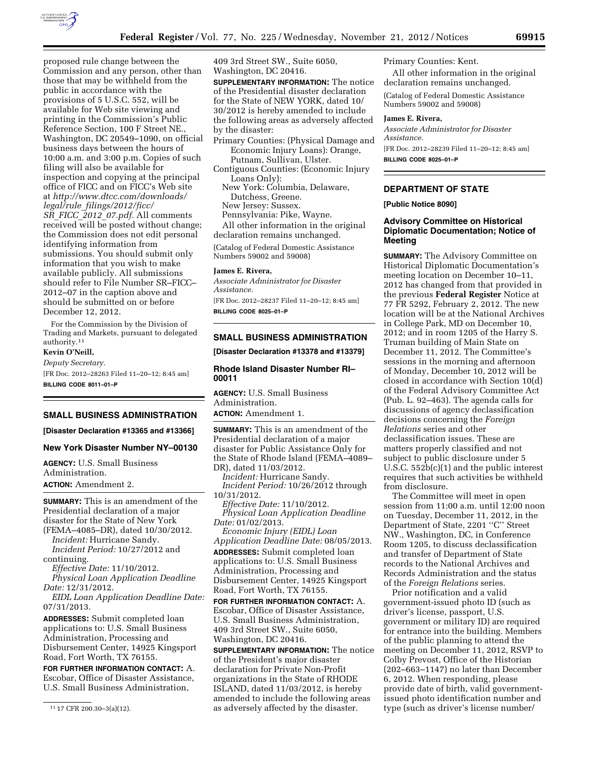proposed rule change between the Commission and any person, other than those that may be withheld from the public in accordance with the provisions of 5 U.S.C. 552, will be available for Web site viewing and printing in the Commission's Public Reference Section, 100 F Street NE., Washington, DC 20549–1090, on official business days between the hours of 10:00 a.m. and 3:00 p.m. Copies of such filing will also be available for inspection and copying at the principal office of FICC and on FICC's Web site at *http://www.dtcc.com/downloads/legal/rule_filings/2012/ficc/SR_FICC_2012_07.pdf.* All comments received will be posted without change; the Commission does not edit personal identifying information from submissions. You should submit only information that you wish to make available publicly. All submissions should refer to File Number SR–FICC–2012–07 in the caption above and should be submitted on or before December 12, 2012.

For the Commission by the Division of Trading and Markets, pursuant to delegated authority.[11]

**Kevin O'Neill,**

*Deputy Secretary.*

[FR Doc. 2012–28263 Filed 11–20–12; 8:45 am]

**BILLING CODE 8011–01–P**

[11] 17 CFR 200.30–3(a)(12).

## SMALL BUSINESS ADMINISTRATION

**[Disaster Declaration #13365 and #13366]**

### New York Disaster Number NY–00130

**AGENCY:** U.S. Small Business Administration.

**ACTION:** Amendment 2.

**SUMMARY:** This is an amendment of the Presidential declaration of a major disaster for the State of New York (FEMA–4085–DR), dated 10/30/2012.

*Incident:* Hurricane Sandy.

*Incident Period:* 10/27/2012 and continuing.

*Effective Date:* 11/10/2012.

*Physical Loan Application Deadline Date:* 12/31/2012.

*EIDL Loan Application Deadline Date:* 07/31/2013.

**ADDRESSES:** Submit completed loan applications to: U.S. Small Business Administration, Processing and Disbursement Center, 14925 Kingsport Road, Fort Worth, TX 76155.

**FOR FURTHER INFORMATION CONTACT:** A. Escobar, Office of Disaster Assistance, U.S. Small Business Administration, 409 3rd Street SW., Suite 6050, Washington, DC 20416.

**SUPPLEMENTARY INFORMATION:** The notice of the Presidential disaster declaration for the State of NEW YORK, dated 10/30/2012 is hereby amended to include the following areas as adversely affected by the disaster:

Primary Counties: (Physical Damage and Economic Injury Loans): Orange, Putnam, Sullivan, Ulster.

Contiguous Counties: (Economic Injury Loans Only):

New York: Columbia, Delaware, Dutchess, Greene.

New Jersey: Sussex.

Pennsylvania: Pike, Wayne.

All other information in the original declaration remains unchanged.

(Catalog of Federal Domestic Assistance Numbers 59002 and 59008)

**James E. Rivera,**

*Associate Administrator for Disaster Assistance.*

[FR Doc. 2012–28237 Filed 11–20–12; 8:45 am]

**BILLING CODE 8025–01–P**

## SMALL BUSINESS ADMINISTRATION

**[Disaster Declaration #13378 and #13379]**

### Rhode Island Disaster Number RI–00011

**AGENCY:** U.S. Small Business Administration.

**ACTION:** Amendment 1.

**SUMMARY:** This is an amendment of the Presidential declaration of a major disaster for Public Assistance Only for the State of Rhode Island (FEMA–4089–DR), dated 11/03/2012.

*Incident:* Hurricane Sandy.

*Incident Period:* 10/26/2012 through 10/31/2012.

*Effective Date:* 11/10/2012.

*Physical Loan Application Deadline Date:* 01/02/2013.

*Economic Injury (EIDL) Loan Application Deadline Date:* 08/05/2013.

**ADDRESSES:** Submit completed loan applications to: U.S. Small Business Administration, Processing and Disbursement Center, 14925 Kingsport Road, Fort Worth, TX 76155.

**FOR FURTHER INFORMATION CONTACT:** A. Escobar, Office of Disaster Assistance, U.S. Small Business Administration, 409 3rd Street SW., Suite 6050, Washington, DC 20416.

**SUPPLEMENTARY INFORMATION:** The notice of the President's major disaster declaration for Private Non-Profit organizations in the State of RHODE ISLAND, dated 11/03/2012, is hereby amended to include the following areas as adversely affected by the disaster.

Primary Counties: Kent.

All other information in the original declaration remains unchanged.

(Catalog of Federal Domestic Assistance Numbers 59002 and 59008)

**James E. Rivera,**

*Associate Administrator for Disaster Assistance.*

[FR Doc. 2012–28239 Filed 11–20–12; 8:45 am]

**BILLING CODE 8025–01–P**

## DEPARTMENT OF STATE

**[Public Notice 8090]**

### Advisory Committee on Historical Diplomatic Documentation; Notice of Meeting

**SUMMARY:** The Advisory Committee on Historical Diplomatic Documentation's meeting location on December 10–11, 2012 has changed from that provided in the previous **Federal Register** Notice at 77 FR 5292, February 2, 2012. The new location will be at the National Archives in College Park, MD on December 10, 2012; and in room 1205 of the Harry S. Truman building of Main State on December 11, 2012. The Committee's sessions in the morning and afternoon of Monday, December 10, 2012 will be closed in accordance with Section 10(d) of the Federal Advisory Committee Act (Pub. L. 92–463). The agenda calls for discussions of agency declassification decisions concerning the *Foreign Relations* series and other declassification issues. These are matters properly classified and not subject to public disclosure under 5 U.S.C. 552b(c)(1) and the public interest requires that such activities be withheld from disclosure.

The Committee will meet in open session from 11:00 a.m. until 12:00 noon on Tuesday, December 11, 2012, in the Department of State, 2201 "C" Street NW., Washington, DC, in Conference Room 1205, to discuss declassification and transfer of Department of State records to the National Archives and Records Administration and the status of the *Foreign Relations* series.

Prior notification and a valid government-issued photo ID (such as driver's license, passport, U.S. government or military ID) are required for entrance into the building. Members of the public planning to attend the meeting on December 11, 2012, RSVP to Colby Prevost, Office of the Historian (202–663–1147) no later than December 6, 2012. When responding, please provide date of birth, valid government-issued photo identification number and type (such as driver's license number/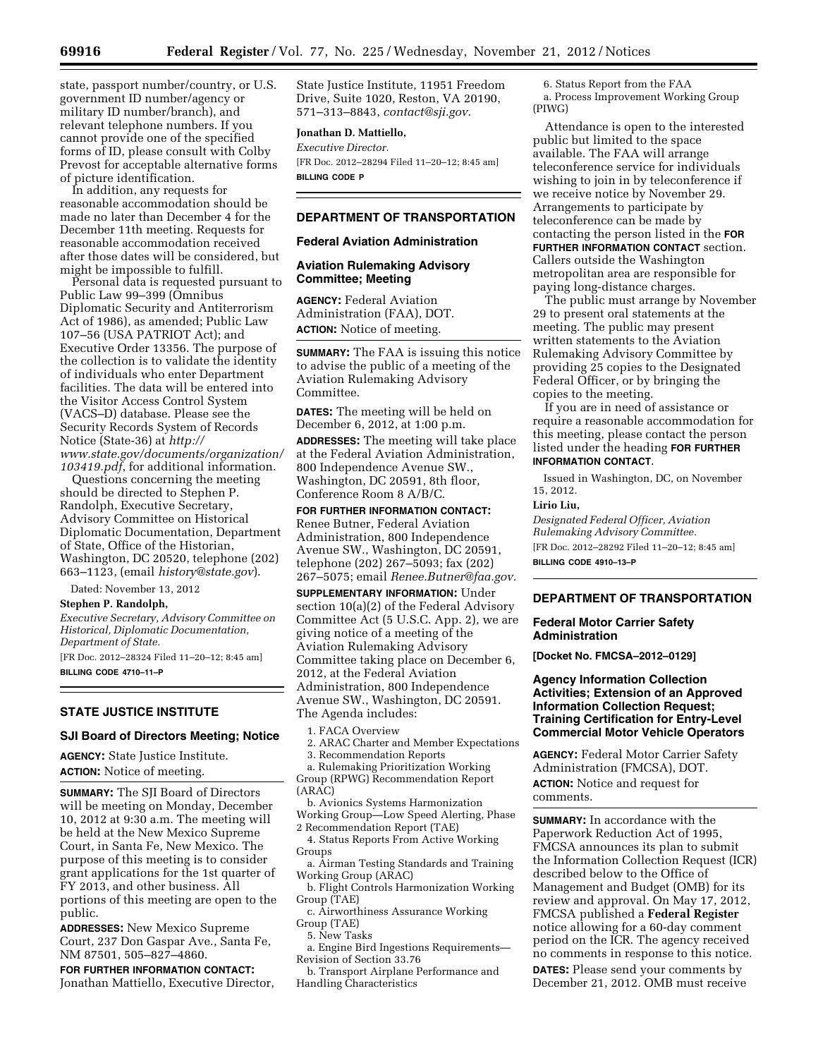state, passport number/country, or U.S. government ID number/agency or military ID number/branch), and relevant telephone numbers. If you cannot provide one of the specified forms of ID, please consult with Colby Prevost for acceptable alternative forms of picture identification.

In addition, any requests for reasonable accommodation should be made no later than December 4 for the December 11th meeting. Requests for reasonable accommodation received after those dates will be considered, but might be impossible to fulfill.

Personal data is requested pursuant to Public Law 99–399 (Omnibus Diplomatic Security and Antiterrorism Act of 1986), as amended; Public Law 107–56 (USA PATRIOT Act); and Executive Order 13356. The purpose of the collection is to validate the identity of individuals who enter Department facilities. The data will be entered into the Visitor Access Control System (VACS–D) database. Please see the Security Records System of Records Notice (State-36) at *http://www.state.gov/documents/organization/103419.pdf*, for additional information.

Questions concerning the meeting should be directed to Stephen P. Randolph, Executive Secretary, Advisory Committee on Historical Diplomatic Documentation, Department of State, Office of the Historian, Washington, DC 20520, telephone (202) 663–1123, (email *history@state.gov*).

Dated: November 13, 2012

**Stephen P. Randolph,**

*Executive Secretary, Advisory Committee on Historical, Diplomatic Documentation, Department of State.*

[FR Doc. 2012–28324 Filed 11–20–12; 8:45 am]

**BILLING CODE 4710–11–P**

## STATE JUSTICE INSTITUTE

### SJI Board of Directors Meeting; Notice

**AGENCY:** State Justice Institute.

**ACTION:** Notice of meeting.

**SUMMARY:** The SJI Board of Directors will be meeting on Monday, December 10, 2012 at 9:30 a.m. The meeting will be held at the New Mexico Supreme Court, in Santa Fe, New Mexico. The purpose of this meeting is to consider grant applications for the 1st quarter of FY 2013, and other business. All portions of this meeting are open to the public.

**ADDRESSES:** New Mexico Supreme Court, 237 Don Gaspar Ave., Santa Fe, NM 87501, 505–827–4860.

**FOR FURTHER INFORMATION CONTACT:** Jonathan Mattiello, Executive Director, State Justice Institute, 11951 Freedom Drive, Suite 1020, Reston, VA 20190, 571–313–8843, *contact@sji.gov*.

**Jonathan D. Mattiello,**

*Executive Director.*

[FR Doc. 2012–28294 Filed 11–20–12; 8:45 am]

**BILLING CODE P**

## DEPARTMENT OF TRANSPORTATION

### Federal Aviation Administration

### Aviation Rulemaking Advisory Committee; Meeting

**AGENCY:** Federal Aviation Administration (FAA), DOT.

**ACTION:** Notice of meeting.

**SUMMARY:** The FAA is issuing this notice to advise the public of a meeting of the Aviation Rulemaking Advisory Committee.

**DATES:** The meeting will be held on December 6, 2012, at 1:00 p.m.

**ADDRESSES:** The meeting will take place at the Federal Aviation Administration, 800 Independence Avenue SW., Washington, DC 20591, 8th floor, Conference Room 8 A/B/C.

**FOR FURTHER INFORMATION CONTACT:** Renee Butner, Federal Aviation Administration, 800 Independence Avenue SW., Washington, DC 20591, telephone (202) 267–5093; fax (202) 267–5075; email *Renee.Butner@faa.gov*.

**SUPPLEMENTARY INFORMATION:** Under section 10(a)(2) of the Federal Advisory Committee Act (5 U.S.C. App. 2), we are giving notice of a meeting of the Aviation Rulemaking Advisory Committee taking place on December 6, 2012, at the Federal Aviation Administration, 800 Independence Avenue SW., Washington, DC 20591. The Agenda includes:

1. FACA Overview
2. ARAC Charter and Member Expectations
3. Recommendation Reports
   a. Rulemaking Prioritization Working Group (RPWG) Recommendation Report (ARAC)
   b. Avionics Systems Harmonization Working Group—Low Speed Alerting, Phase 2 Recommendation Report (TAE)
4. Status Reports From Active Working Groups
   a. Airman Testing Standards and Training Working Group (ARAC)
   b. Flight Controls Harmonization Working Group (TAE)
   c. Airworthiness Assurance Working Group (TAE)
5. New Tasks
   a. Engine Bird Ingestions Requirements—Revision of Section 33.76
   b. Transport Airplane Performance and Handling Characteristics
6. Status Report from the FAA
   a. Process Improvement Working Group (PIWG)

Attendance is open to the interested public but limited to the space available. The FAA will arrange teleconference service for individuals wishing to join in by teleconference if we receive notice by November 29. Arrangements to participate by teleconference can be made by contacting the person listed in the **FOR FURTHER INFORMATION CONTACT** section. Callers outside the Washington metropolitan area are responsible for paying long-distance charges.

The public must arrange by November 29 to present oral statements at the meeting. The public may present written statements to the Aviation Rulemaking Advisory Committee by providing 25 copies to the Designated Federal Officer, or by bringing the copies to the meeting.

If you are in need of assistance or require a reasonable accommodation for this meeting, please contact the person listed under the heading **FOR FURTHER INFORMATION CONTACT**.

Issued in Washington, DC, on November 15, 2012.

**Lirio Liu,**

*Designated Federal Officer, Aviation Rulemaking Advisory Committee.*

[FR Doc. 2012–28292 Filed 11–20–12; 8:45 am]

**BILLING CODE 4910–13–P**

## DEPARTMENT OF TRANSPORTATION

### Federal Motor Carrier Safety Administration

**[Docket No. FMCSA–2012–0129]**

### Agency Information Collection Activities; Extension of an Approved Information Collection Request; Training Certification for Entry-Level Commercial Motor Vehicle Operators

**AGENCY:** Federal Motor Carrier Safety Administration (FMCSA), DOT.

**ACTION:** Notice and request for comments.

**SUMMARY:** In accordance with the Paperwork Reduction Act of 1995, FMCSA announces its plan to submit the Information Collection Request (ICR) described below to the Office of Management and Budget (OMB) for its review and approval. On May 17, 2012, FMCSA published a **Federal Register** notice allowing for a 60-day comment period on the ICR. The agency received no comments in response to this notice.

**DATES:** Please send your comments by December 21, 2012. OMB must receive